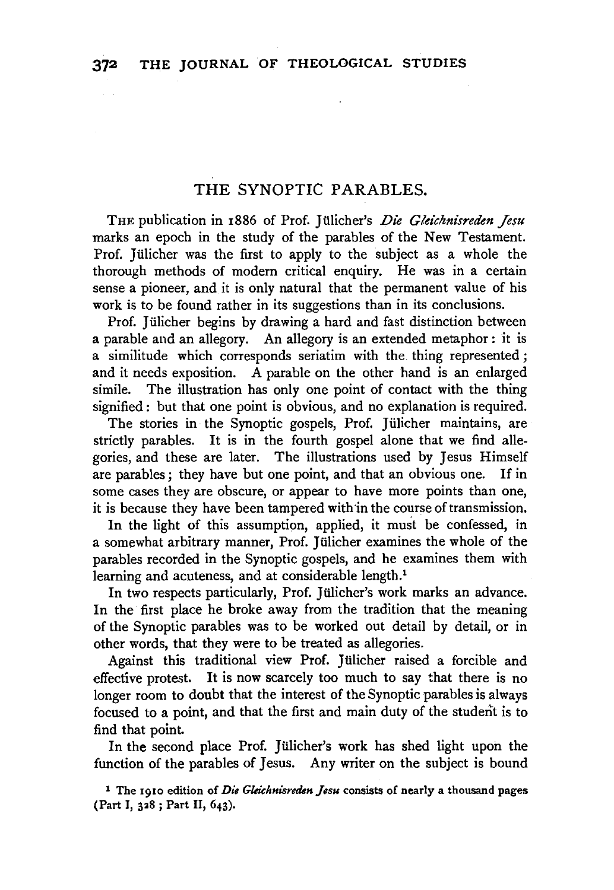# THE SYNOPTIC PARABLES.

THE publication in 1886 of Prof. Jülicher's *Die Gleichnisreden Jesu* marks an epoch in the study of the parables of the New Testament. Prof. Jülicher was the first to apply to the subject as a whole the thorough methods of modern critical enquiry. He was in a certain sense a pioneer, and it is only natural that the permanent value of his work is to be found rather in its suggestions than in its conclusions.

Prof. Jülicher begins by drawing a hard and fast distinction between a parable and an allegory. An allegory is an extended metaphor: it is a similitude which corresponds seriatim with the thing represented; and it needs exposition. A parable on the other hand is an enlarged simile. The illustration has only one point of contact with the thing signified: but that one point is obvious, and no explanation is required.

The stories in the Synoptic gospels, Prof. Jülicher maintains, are strictly parables. It is in the fourth gospel alone that we find allegories, and these are later. The illustrations used by Jesus Himself are parables; they have but one point, and that an obvious one. If in some cases they are obscure, or appear to have more points than one, it is because they have been tampered with in the course of transmission.

In the light of this assumption, applied, it must be confessed, in a somewhat arbitrary manner, Prof. Jülicher examines the whole of the parables recorded in the Synoptic gospels, and he examines them with learning and acuteness, and at considerable length.[1]

In two respects particularly, Prof. Jülicher's work marks an advance. In the first place he broke away from the tradition that the meaning of the Synoptic parables was to be worked out detail by detail, or in other words, that they were to be treated as allegories.

Against this traditional view Prof. Jülicher raised a forcible and effective protest. It is now scarcely too much to say that there is no longer room to doubt that the interest of the Synoptic parables is always focused to a point, and that the first and main duty of the student is to find that point.

In the second place Prof. Jülicher's work has shed light upon the function of the parables of Jesus. Any writer on the subject is bound

[1] The 1910 edition of *Die Gleichnisreden Jesu* consists of nearly a thousand pages (Part I, 328; Part II, 643).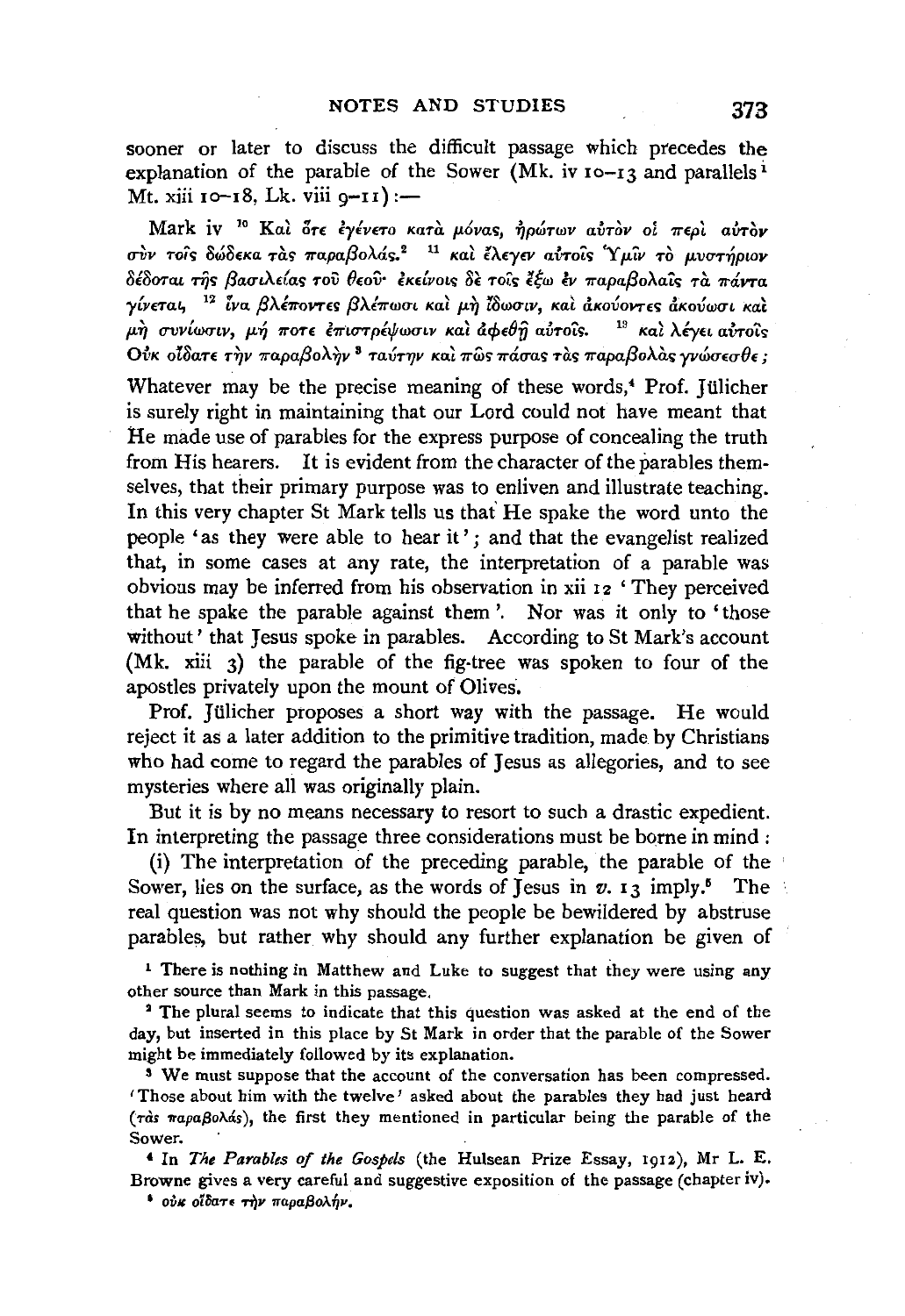sooner or later to discuss the difficult passage which precedes the explanation of the parable of the Sower (Mk. iv 10–13 and parallels[1] Mt. xiii 10–18, Lk. viii 9–11):—

Mark iv [10] Καὶ ὅτε ἐγένετο κατὰ μόνας, ἠρώτων αὐτὸν οἱ περὶ αὐτὸν σὺν τοῖς δώδεκα τὰς παραβολάς.[2] [11] καὶ ἔλεγεν αὐτοῖς Ὑμῖν τὸ μυστήριον δέδοται τῆς βασιλείας τοῦ θεοῦ· ἐκείνοις δὲ τοῖς ἔξω ἐν παραβολαῖς τὰ πάντα γίνεται, [12] ἵνα βλέποντες βλέπωσι καὶ μὴ ἴδωσιν, καὶ ἀκούοντες ἀκούωσι καὶ μὴ συνίωσιν, μή ποτε ἐπιστρέψωσιν καὶ ἀφεθῇ αὐτοῖς. [13] καὶ λέγει αὐτοῖς Οὐκ οἴδατε τὴν παραβολὴν[3] ταύτην καὶ πῶς πάσας τὰς παραβολὰς γνώσεσθε;

Whatever may be the precise meaning of these words,[4] Prof. Jülicher is surely right in maintaining that our Lord could not have meant that He made use of parables for the express purpose of concealing the truth from His hearers. It is evident from the character of the parables themselves, that their primary purpose was to enliven and illustrate teaching. In this very chapter St Mark tells us that He spake the word unto the people 'as they were able to hear it'; and that the evangelist realized that, in some cases at any rate, the interpretation of a parable was obvious may be inferred from his observation in xii 12 'They perceived that he spake the parable against them'. Nor was it only to 'those without' that Jesus spoke in parables. According to St Mark's account (Mk. xiii 3) the parable of the fig-tree was spoken to four of the apostles privately upon the mount of Olives.

Prof. Jülicher proposes a short way with the passage. He would reject it as a later addition to the primitive tradition, made by Christians who had come to regard the parables of Jesus as allegories, and to see mysteries where all was originally plain.

But it is by no means necessary to resort to such a drastic expedient. In interpreting the passage three considerations must be borne in mind:

(i) The interpretation of the preceding parable, the parable of the Sower, lies on the surface, as the words of Jesus in *v.* 13 imply.[5] The real question was not why should the people be bewildered by abstruse parables, but rather why should any further explanation be given of

[1] There is nothing in Matthew and Luke to suggest that they were using any other source than Mark in this passage.

[2] The plural seems to indicate that this question was asked at the end of the day, but inserted in this place by St Mark in order that the parable of the Sower might be immediately followed by its explanation.

[3] We must suppose that the account of the conversation has been compressed. 'Those about him with the twelve' asked about the parables they had just heard (τὰς παραβολάς), the first they mentioned in particular being the parable of the Sower.

[4] In *The Parables of the Gospels* (the Hulsean Prize Essay, 1912), Mr L. E. Browne gives a very careful and suggestive exposition of the passage (chapter iv).

[5] οὐκ οἴδατε τὴν παραβολήν.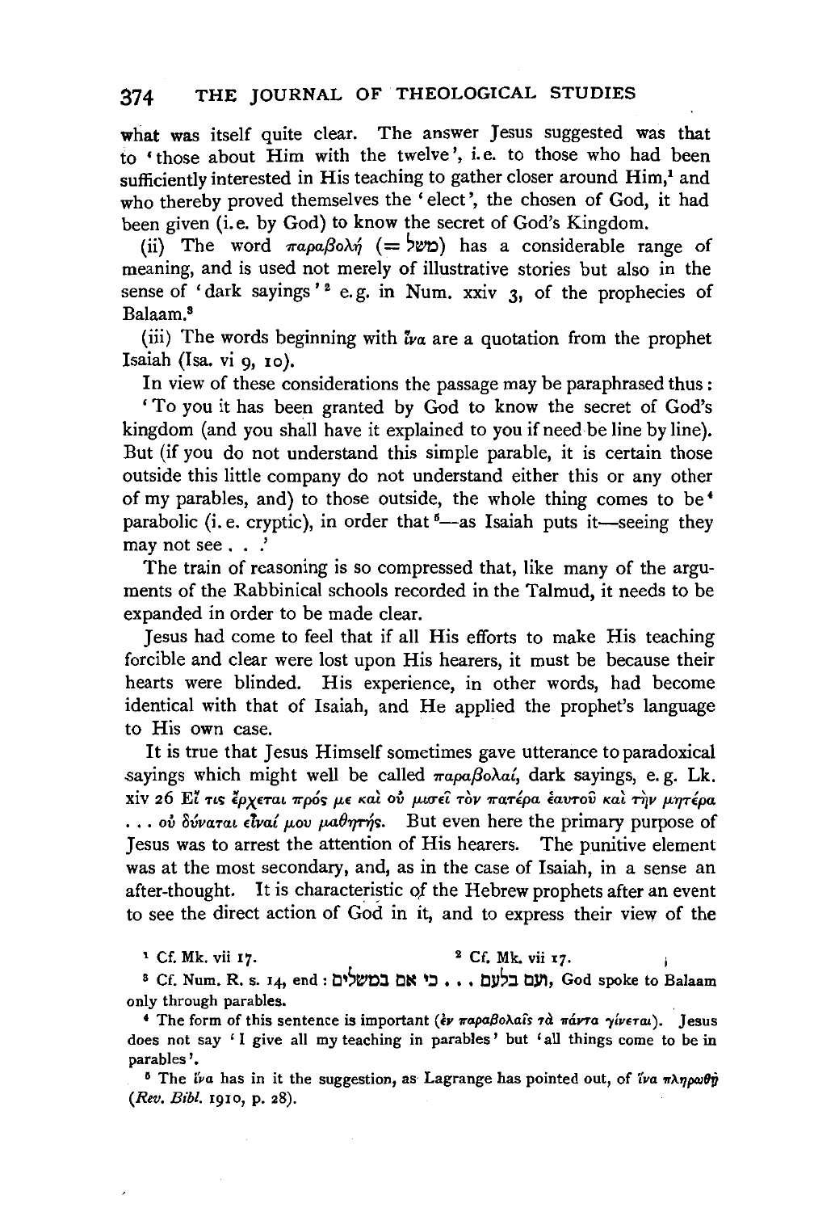what was itself quite clear. The answer Jesus suggested was that to 'those about Him with the twelve', i.e. to those who had been sufficiently interested in His teaching to gather closer around Him,[1] and who thereby proved themselves the 'elect', the chosen of God, it had been given (i.e. by God) to know the secret of God's Kingdom.

(ii) The word παραβολή (= משל) has a considerable range of meaning, and is used not merely of illustrative stories but also in the sense of 'dark sayings'[2] e.g. in Num. xxiv 3, of the prophecies of Balaam.[3]

(iii) The words beginning with ἵνα are a quotation from the prophet Isaiah (Isa. vi 9, 10).

In view of these considerations the passage may be paraphrased thus:

'To you it has been granted by God to know the secret of God's kingdom (and you shall have it explained to you if need be line by line). But (if you do not understand this simple parable, it is certain those outside this little company do not understand either this or any other of my parables, and) to those outside, the whole thing comes to be[4] parabolic (i.e. cryptic), in order that[5]—as Isaiah puts it—seeing they may not see . . .'

The train of reasoning is so compressed that, like many of the arguments of the Rabbinical schools recorded in the Talmud, it needs to be expanded in order to be made clear.

Jesus had come to feel that if all His efforts to make His teaching forcible and clear were lost upon His hearers, it must be because their hearts were blinded. His experience, in other words, had become identical with that of Isaiah, and He applied the prophet's language to His own case.

It is true that Jesus Himself sometimes gave utterance to paradoxical sayings which might well be called παραβολαί, dark sayings, e.g. Lk. xiv 26 Εἴ τις ἔρχεται πρός με καὶ οὐ μισεῖ τὸν πατέρα ἑαυτοῦ καὶ τὴν μητέρα . . . οὐ δύναται εἶναί μου μαθητής. But even here the primary purpose of Jesus was to arrest the attention of His hearers. The punitive element was at the most secondary, and, as in the case of Isaiah, in a sense an after-thought. It is characteristic of the Hebrew prophets after an event to see the direct action of God in it, and to express their view of the

[1] Cf. Mk. vii 17.

[2] Cf. Mk. vii 17.

[3] Cf. Num. R. s. 14, end: ועם בלעם . . . כי אם במשלים, God spoke to Balaam only through parables.

[4] The form of this sentence is important (ἐν παραβολαῖς τὰ πάντα γίνεται). Jesus does not say 'I give all my teaching in parables' but 'all things come to be in parables'.

[5] The ἵνα has in it the suggestion, as Lagrange has pointed out, of ἵνα πληρωθῇ (*Rev. Bibl.* 1910, p. 28).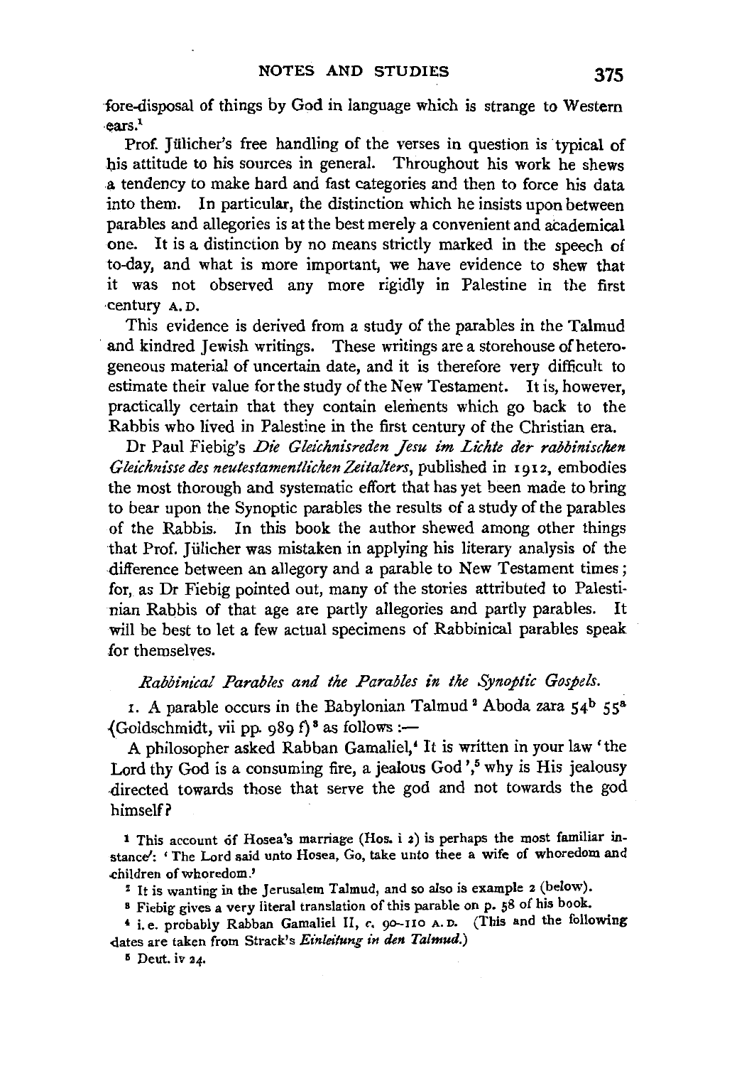fore-disposal of things by God in language which is strange to Western ears.[1]

Prof. Jülicher's free handling of the verses in question is typical of his attitude to his sources in general. Throughout his work he shews a tendency to make hard and fast categories and then to force his data into them. In particular, the distinction which he insists upon between parables and allegories is at the best merely a convenient and academical one. It is a distinction by no means strictly marked in the speech of to-day, and what is more important, we have evidence to shew that it was not observed any more rigidly in Palestine in the first century A. D.

This evidence is derived from a study of the parables in the Talmud and kindred Jewish writings. These writings are a storehouse of heterogeneous material of uncertain date, and it is therefore very difficult to estimate their value for the study of the New Testament. It is, however, practically certain that they contain elements which go back to the Rabbis who lived in Palestine in the first century of the Christian era.

Dr Paul Fiebig's *Die Gleichnisreden Jesu im Lichte der rabbinischen Gleichnisse des neutestamentlichen Zeitalters*, published in 1912, embodies the most thorough and systematic effort that has yet been made to bring to bear upon the Synoptic parables the results of a study of the parables of the Rabbis. In this book the author shewed among other things that Prof. Jülicher was mistaken in applying his literary analysis of the difference between an allegory and a parable to New Testament times; for, as Dr Fiebig pointed out, many of the stories attributed to Palestinian Rabbis of that age are partly allegories and partly parables. It will be best to let a few actual specimens of Rabbinical parables speak for themselves.

*Rabbinical Parables and the Parables in the Synoptic Gospels.*

1. A parable occurs in the Babylonian Talmud[2] Aboda zara $54^b$ $55^a$ (Goldschmidt, vii pp. 989 f)[3] as follows :—

A philosopher asked Rabban Gamaliel,[4] It is written in your law 'the Lord thy God is a consuming fire, a jealous God',[5] why is His jealousy directed towards those that serve the god and not towards the god himself?

[1] This account of Hosea's marriage (Hos. i 2) is perhaps the most familiar instance: 'The Lord said unto Hosea, Go, take unto thee a wife of whoredom and children of whoredom.'

[2] It is wanting in the Jerusalem Talmud, and so also is example 2 (below).

[3] Fiebig gives a very literal translation of this parable on p. 58 of his book.

[4] i. e. probably Rabban Gamaliel II, *c.* 90–110 A. D. (This and the following dates are taken from Strack's *Einleitung in den Talmud.*)

[5] Deut. iv 24.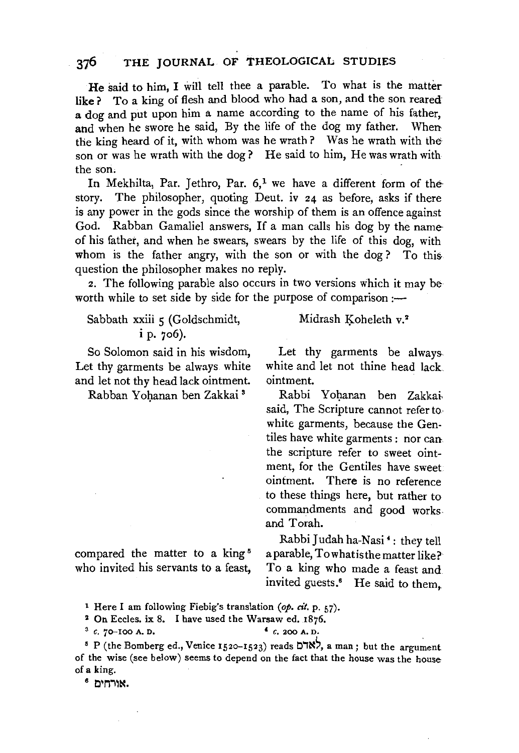He said to him, I will tell thee a parable. To what is the matter like? To a king of flesh and blood who had a son, and the son reared a dog and put upon him a name according to the name of his father, and when he swore he said, By the life of the dog my father. When the king heard of it, with whom was he wrath? Was he wrath with the son or was he wrath with the dog? He said to him, He was wrath with the son.

In Mekhilta, Par. Jethro, Par. 6,[1] we have a different form of the story. The philosopher, quoting Deut. iv 24 as before, asks if there is any power in the gods since the worship of them is an offence against God. Rabban Gamaliel answers, If a man calls his dog by the name of his father, and when he swears, swears by the life of this dog, with whom is the father angry, with the son or with the dog? To this question the philosopher makes no reply.

2. The following parable also occurs in two versions which it may be worth while to set side by side for the purpose of comparison:—

| Sabbath xxiii 5 (Goldschmidt, i p. 706). | Midrash Koheleth v.[2] |
|---|---|
| So Solomon said in his wisdom, Let thy garments be always white and let not thy head lack ointment. | Let thy garments be always white and let not thine head lack ointment. |
| Rabban Yoḥanan ben Zakkai[3] | Rabbi Yoḥanan ben Zakkai said, The Scripture cannot refer to white garments, because the Gentiles have white garments: nor can the scripture refer to sweet ointment, for the Gentiles have sweet ointment. There is no reference to these things here, but rather to commandments and good works and Torah. |
| compared the matter to a king[5] who invited his servants to a feast, | Rabbi Judah ha-Nasi[4]: they tell a parable, To what is the matter like? To a king who made a feast and invited guests.[6] He said to them, |

[1] Here I am following Fiebig's translation (*op. cit.* p. 57).

[2] On Eccles. ix 8. I have used the Warsaw ed. 1876.

[3] *c.* 70–100 A. D.

[4] *c.* 200 A. D.

[5] P (the Bomberg ed., Venice 1520–1523) reads לאדם, a man; but the argument of the wise (see below) seems to depend on the fact that the house was the house of a king.

[6] אורחים.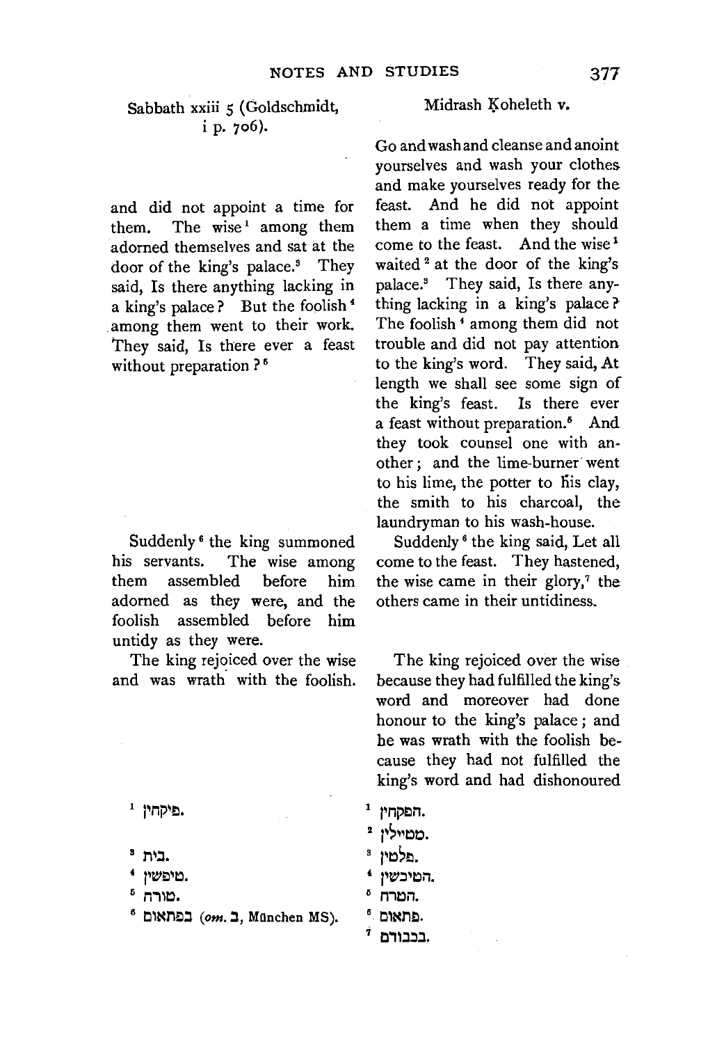Sabbath xxiii 5 (Goldschmidt, i p. 706).

and did not appoint a time for them. The wise[1] among them adorned themselves and sat at the door of the king's palace.[3] They said, Is there anything lacking in a king's palace? But the foolish[4] among them went to their work. They said, Is there ever a feast without preparation?[5]

Suddenly[6] the king summoned his servants. The wise among them assembled before him adorned as they were, and the foolish assembled before him untidy as they were.

The king rejoiced over the wise and was wrath with the foolish.

[1] פיקחין.

[3] בית.

[4] טיפשין.

[5] טורח.

[6] בפתאום (*om.* ב, München MS).

Midrash Ḳoheleth v.

Go and wash and cleanse and anoint yourselves and wash your clothes and make yourselves ready for the feast. And he did not appoint them a time when they should come to the feast. And the wise[1] waited[2] at the door of the king's palace.[3] They said, Is there anything lacking in a king's palace? The foolish[4] among them did not trouble and did not pay attention to the king's word. They said, At length we shall see some sign of the king's feast. Is there ever a feast without preparation.[5] And they took counsel one with another; and the lime-burner went to his lime, the potter to his clay, the smith to his charcoal, the laundryman to his wash-house.

Suddenly[6] the king said, Let all come to the feast. They hastened, the wise came in their glory,[7] the others came in their untidiness.

The king rejoiced over the wise because they had fulfilled the king's word and moreover had done honour to the king's palace; and he was wrath with the foolish because they had not fulfilled the king's word and had dishonoured

[1] הפקחין.

[2] מטיילין.

[3] פלטין.

[4] הטיפשין.

[5] הטרח.

[6] פתאום.

[7] בכבודם.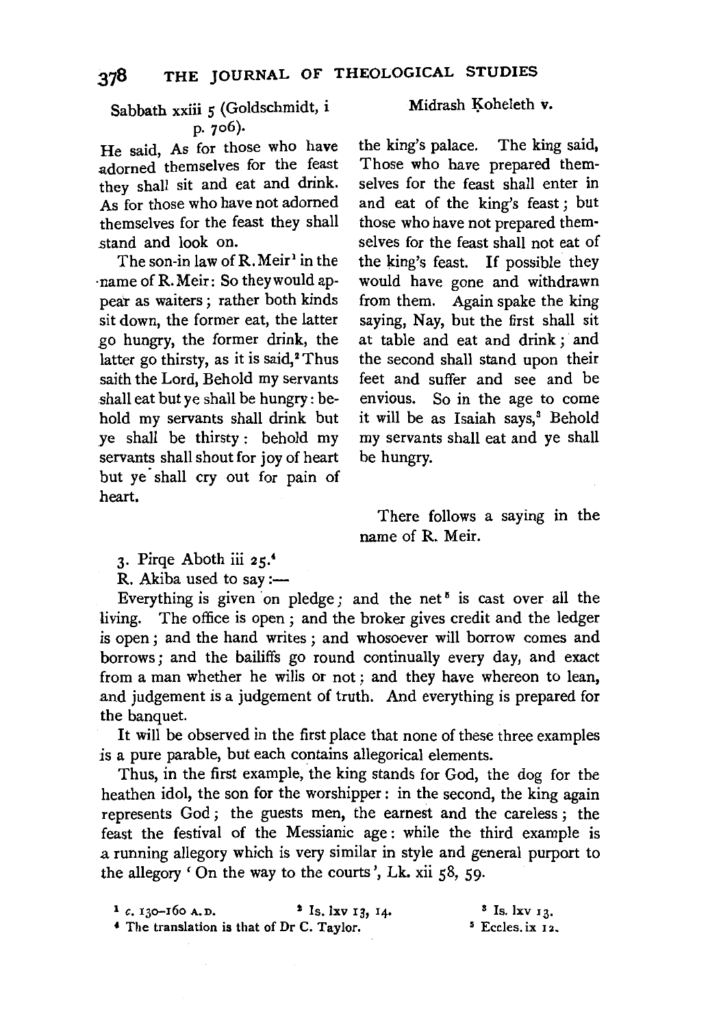Sabbath xxiii 5 (Goldschmidt, i p. 706).

He said, As for those who have adorned themselves for the feast they shall sit and eat and drink. As for those who have not adorned themselves for the feast they shall stand and look on.

The son-in law of R. Meir[1] in the name of R. Meir: So they would appear as waiters; rather both kinds sit down, the former eat, the latter go hungry, the former drink, the latter go thirsty, as it is said,[2] Thus saith the Lord, Behold my servants shall eat but ye shall be hungry: behold my servants shall drink but ye shall be thirsty: behold my servants shall shout for joy of heart but ye shall cry out for pain of heart.

Midrash Koheleth v.

the king's palace. The king said, Those who have prepared themselves for the feast shall enter in and eat of the king's feast; but those who have not prepared themselves for the feast shall not eat of the king's feast. If possible they would have gone and withdrawn from them. Again spake the king saying, Nay, but the first shall sit at table and eat and drink; and the second shall stand upon their feet and suffer and see and be envious. So in the age to come it will be as Isaiah says,[3] Behold my servants shall eat and ye shall be hungry.

There follows a saying in the name of R. Meir.

3. Pirqe Aboth iii 25.[4]

R. Akiba used to say:—

Everything is given on pledge; and the net[5] is cast over all the living. The office is open; and the broker gives credit and the ledger is open; and the hand writes; and whosoever will borrow comes and borrows; and the bailiffs go round continually every day, and exact from a man whether he wills or not; and they have whereon to lean, and judgement is a judgement of truth. And everything is prepared for the banquet.

It will be observed in the first place that none of these three examples is a pure parable, but each contains allegorical elements.

Thus, in the first example, the king stands for God, the dog for the heathen idol, the son for the worshipper: in the second, the king again represents God; the guests men, the earnest and the careless; the feast the festival of the Messianic age: while the third example is a running allegory which is very similar in style and general purport to the allegory 'On the way to the courts', Lk. xii 58, 59.

[1] c. 130–160 A.D.

[2] Is. lxv 13, 14.

[3] Is. lxv 13.

[4] The translation is that of Dr C. Taylor.

[5] Eccles. ix 12.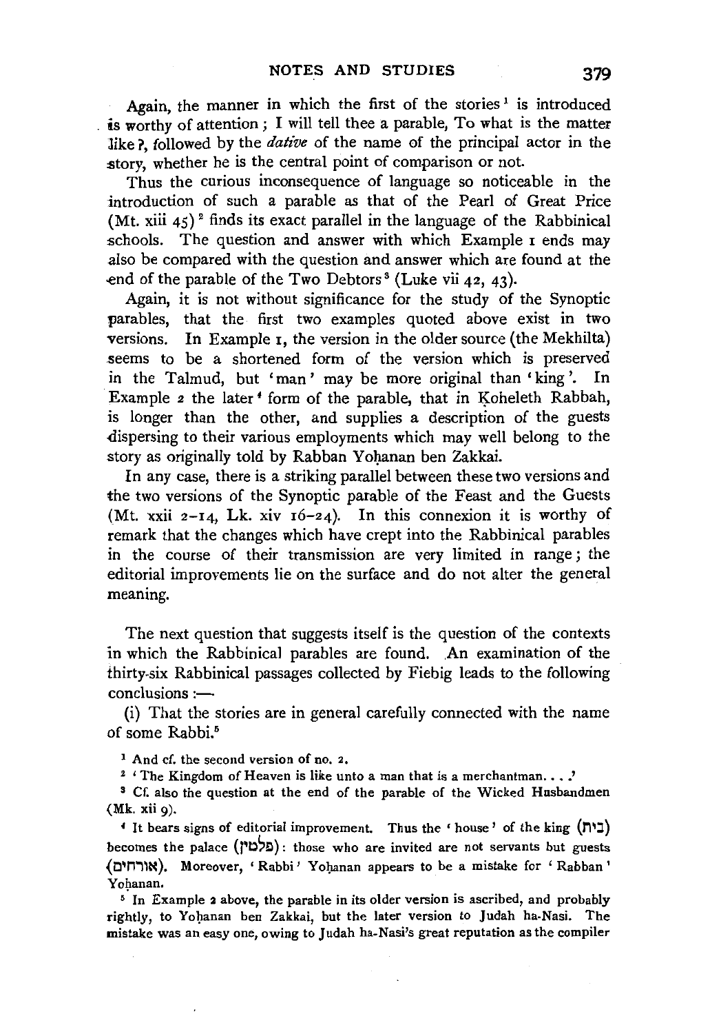Again, the manner in which the first of the stories[1] is introduced is worthy of attention; I will tell thee a parable, To what is the matter like?, followed by the *dative* of the name of the principal actor in the story, whether he is the central point of comparison or not.

Thus the curious inconsequence of language so noticeable in the introduction of such a parable as that of the Pearl of Great Price (Mt. xiii 45)[2] finds its exact parallel in the language of the Rabbinical schools. The question and answer with which Example 1 ends may also be compared with the question and answer which are found at the end of the parable of the Two Debtors[3] (Luke vii 42, 43).

Again, it is not without significance for the study of the Synoptic parables, that the first two examples quoted above exist in two versions. In Example 1, the version in the older source (the Mekhilta) seems to be a shortened form of the version which is preserved in the Talmud, but 'man' may be more original than 'king'. In Example 2 the later[4] form of the parable, that in Ḳoheleth Rabbah, is longer than the other, and supplies a description of the guests dispersing to their various employments which may well belong to the story as originally told by Rabban Yoḥanan ben Zakkai.

In any case, there is a striking parallel between these two versions and the two versions of the Synoptic parable of the Feast and the Guests (Mt. xxii 2–14, Lk. xiv 16–24). In this connexion it is worthy of remark that the changes which have crept into the Rabbinical parables in the course of their transmission are very limited in range; the editorial improvements lie on the surface and do not alter the general meaning.

The next question that suggests itself is the question of the contexts in which the Rabbinical parables are found. An examination of the thirty-six Rabbinical passages collected by Fiebig leads to the following conclusions:—

(i) That the stories are in general carefully connected with the name of some Rabbi.[5]

---

[1] And cf. the second version of no. 2.

[2] 'The Kingdom of Heaven is like unto a man that is a merchantman. . . .'

[3] Cf. also the question at the end of the parable of the Wicked Husbandmen (Mk. xii 9).

[4] It bears signs of editorial improvement. Thus the 'house' of the king (בית) becomes the palace (פלטין): those who are invited are not servants but guests (אורחים). Moreover, 'Rabbi' Yoḥanan appears to be a mistake for 'Rabban' Yoḥanan.

[5] In Example 2 above, the parable in its older version is ascribed, and probably rightly, to Yoḥanan ben Zakkai, but the later version to Judah ha-Nasi. The mistake was an easy one, owing to Judah ha-Nasi's great reputation as the compiler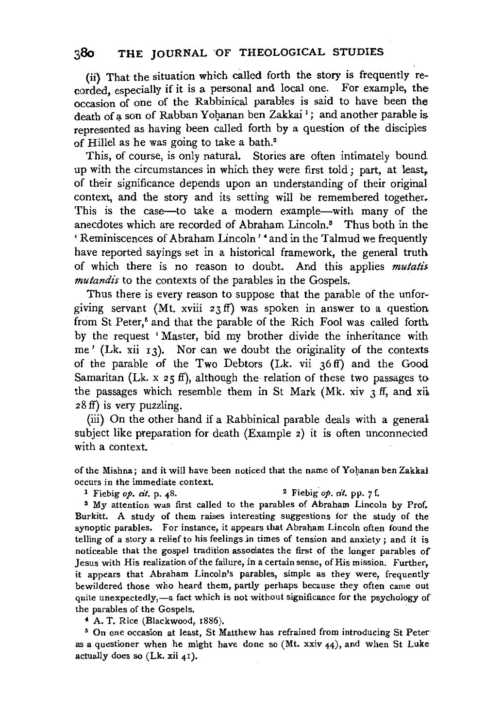(ii) That the situation which called forth the story is frequently recorded, especially if it is a personal and local one. For example, the occasion of one of the Rabbinical parables is said to have been the death of a son of Rabban Yoḥanan ben Zakkai[1]; and another parable is represented as having been called forth by a question of the disciples of Hillel as he was going to take a bath.[2]

This, of course, is only natural. Stories are often intimately bound up with the circumstances in which they were first told; part, at least, of their significance depends upon an understanding of their original context, and the story and its setting will be remembered together. This is the case—to take a modern example—with many of the anecdotes which are recorded of Abraham Lincoln.[3] Thus both in the 'Reminiscences of Abraham Lincoln'[4] and in the Talmud we frequently have reported sayings set in a historical framework, the general truth of which there is no reason to doubt. And this applies *mutatis mutandis* to the contexts of the parables in the Gospels.

Thus there is every reason to suppose that the parable of the unforgiving servant (Mt. xviii 23 ff) was spoken in answer to a question from St Peter,[5] and that the parable of the Rich Fool was called forth by the request 'Master, bid my brother divide the inheritance with me' (Lk. xii 13). Nor can we doubt the originality of the contexts of the parable of the Two Debtors (Lk. vii 36 ff) and the Good Samaritan (Lk. x 25 ff), although the relation of these two passages to the passages which resemble them in St Mark (Mk. xiv 3 ff, and xii 28 ff) is very puzzling.

(iii) On the other hand if a Rabbinical parable deals with a general subject like preparation for death (Example 2) it is often unconnected with a context.

of the Mishna; and it will have been noticed that the name of Yoḥanan ben Zakkai occurs in the immediate context.

[1] Fiebig *op. cit.* p. 48.

[2] Fiebig *op. cit.* pp. 7 f.

[3] My attention was first called to the parables of Abraham Lincoln by Prof. Burkitt. A study of them raises interesting suggestions for the study of the synoptic parables. For instance, it appears that Abraham Lincoln often found the telling of a story a relief to his feelings in times of tension and anxiety; and it is noticeable that the gospel tradition associates the first of the longer parables of Jesus with His realization of the failure, in a certain sense, of His mission. Further, it appears that Abraham Lincoln's parables, simple as they were, frequently bewildered those who heard them, partly perhaps because they often came out quite unexpectedly,—a fact which is not without significance for the psychology of the parables of the Gospels.

[4] A. T. Rice (Blackwood, 1886).

[5] On one occasion at least, St Matthew has refrained from introducing St Peter as a questioner when he might have done so (Mt. xxiv 44), and when St Luke actually does so (Lk. xii 41).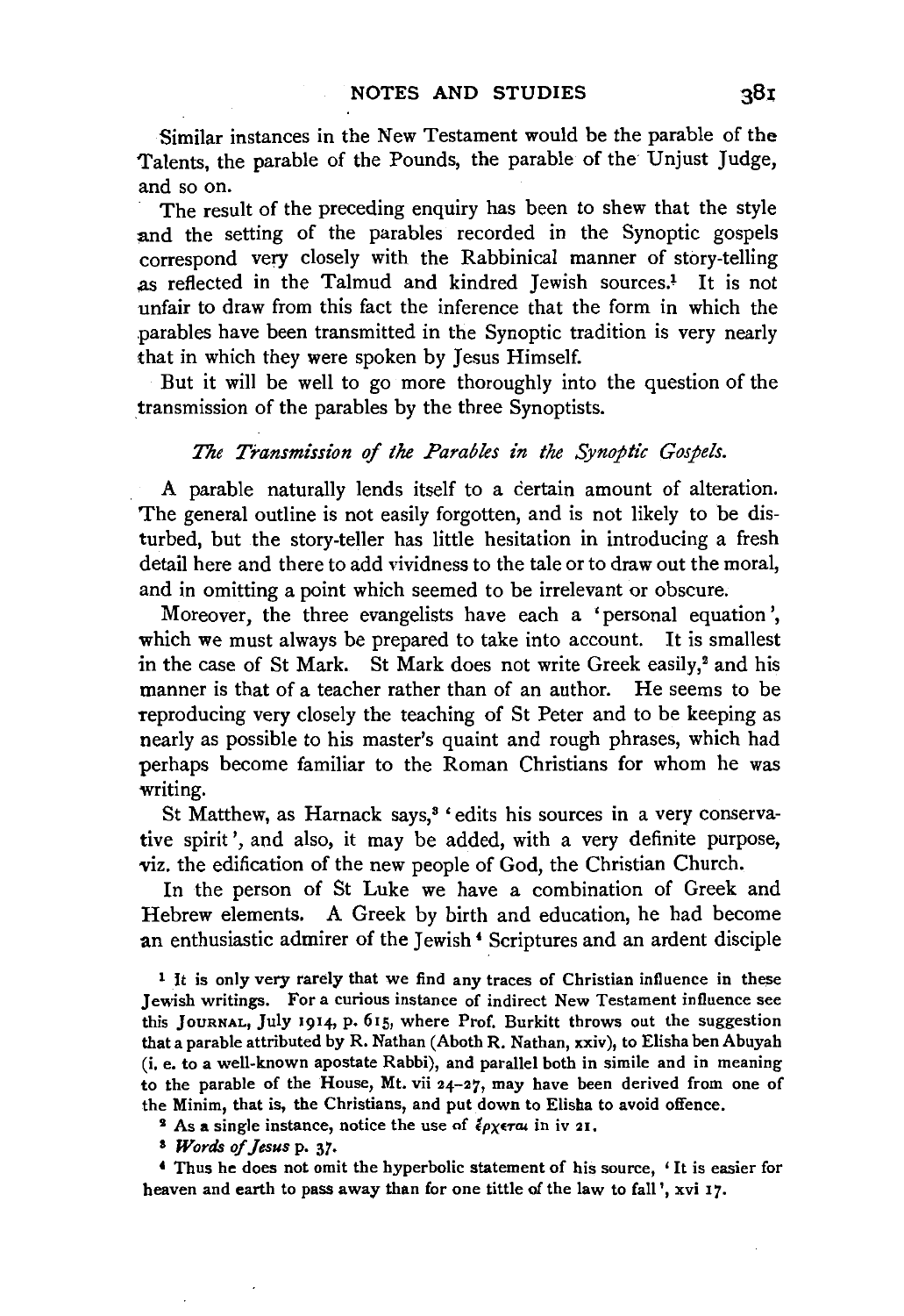Similar instances in the New Testament would be the parable of the Talents, the parable of the Pounds, the parable of the Unjust Judge, and so on.

The result of the preceding enquiry has been to shew that the style and the setting of the parables recorded in the Synoptic gospels correspond very closely with the Rabbinical manner of story-telling as reflected in the Talmud and kindred Jewish sources.[1] It is not unfair to draw from this fact the inference that the form in which the parables have been transmitted in the Synoptic tradition is very nearly that in which they were spoken by Jesus Himself.

But it will be well to go more thoroughly into the question of the transmission of the parables by the three Synoptists.

### *The Transmission of the Parables in the Synoptic Gospels.*

A parable naturally lends itself to a certain amount of alteration. The general outline is not easily forgotten, and is not likely to be disturbed, but the story-teller has little hesitation in introducing a fresh detail here and there to add vividness to the tale or to draw out the moral, and in omitting a point which seemed to be irrelevant or obscure.

Moreover, the three evangelists have each a 'personal equation', which we must always be prepared to take into account. It is smallest in the case of St Mark. St Mark does not write Greek easily,[2] and his manner is that of a teacher rather than of an author. He seems to be reproducing very closely the teaching of St Peter and to be keeping as nearly as possible to his master's quaint and rough phrases, which had perhaps become familiar to the Roman Christians for whom he was writing.

St Matthew, as Harnack says,[3] 'edits his sources in a very conservative spirit', and also, it may be added, with a very definite purpose, viz. the edification of the new people of God, the Christian Church.

In the person of St Luke we have a combination of Greek and Hebrew elements. A Greek by birth and education, he had become an enthusiastic admirer of the Jewish[4] Scriptures and an ardent disciple

[1] It is only very rarely that we find any traces of Christian influence in these Jewish writings. For a curious instance of indirect New Testament influence see this JOURNAL, July 1914, p. 615, where Prof. Burkitt throws out the suggestion that a parable attributed by R. Nathan (Aboth R. Nathan, xxiv), to Elisha ben Abuyah (i. e. to a well-known apostate Rabbi), and parallel both in simile and in meaning to the parable of the House, Mt. vii 24–27, may have been derived from one of the Minim, that is, the Christians, and put down to Elisha to avoid offence.

[2] As a single instance, notice the use of ἔρχεται in iv 21.

[3] *Words of Jesus* p. 37.

[4] Thus he does not omit the hyperbolic statement of his source, 'It is easier for heaven and earth to pass away than for one tittle of the law to fall', xvi 17.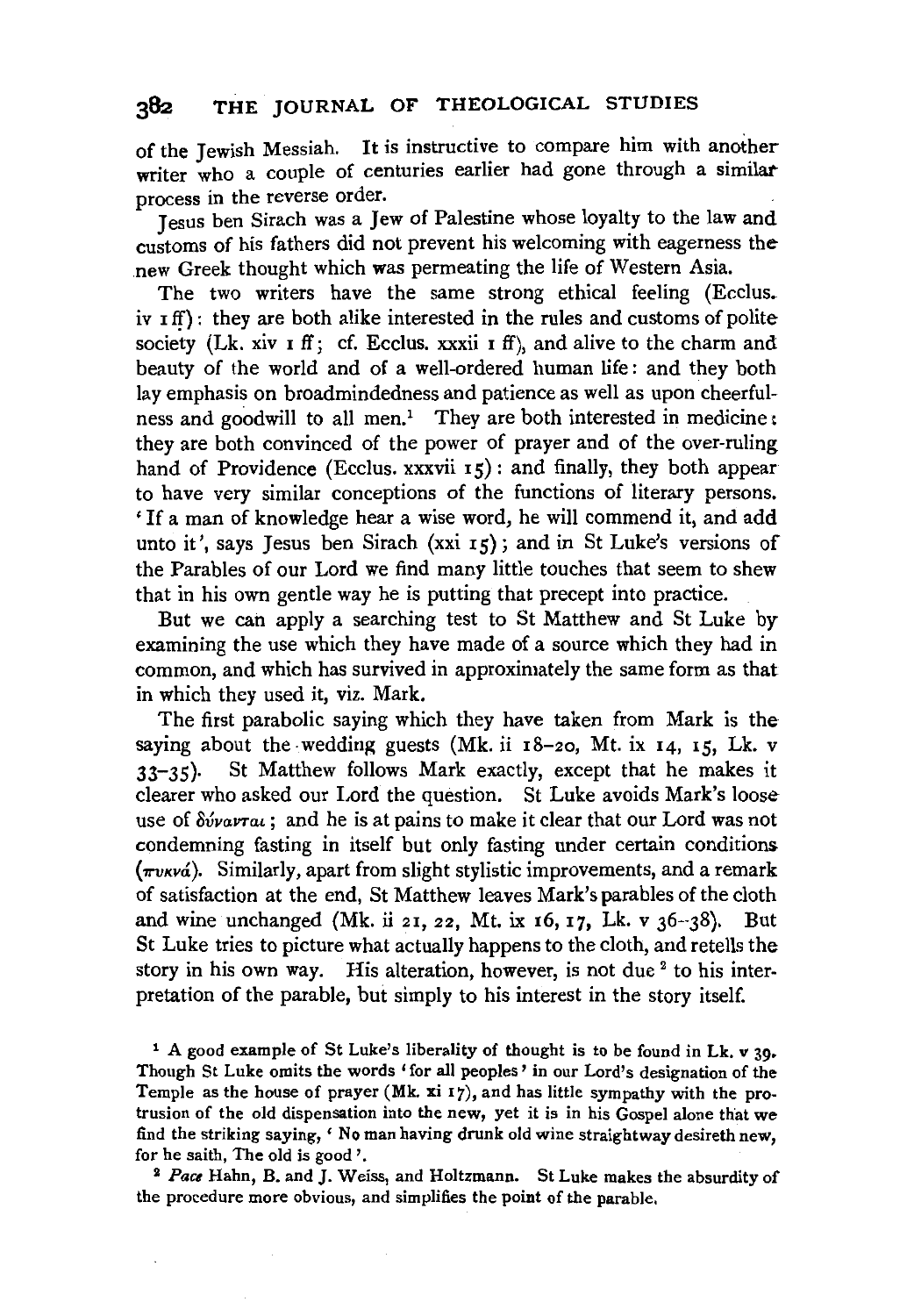of the Jewish Messiah. It is instructive to compare him with another writer who a couple of centuries earlier had gone through a similar process in the reverse order.

Jesus ben Sirach was a Jew of Palestine whose loyalty to the law and customs of his fathers did not prevent his welcoming with eagerness the new Greek thought which was permeating the life of Western Asia.

The two writers have the same strong ethical feeling (Ecclus. iv 1 ff): they are both alike interested in the rules and customs of polite society (Lk. xiv 1 ff; cf. Ecclus. xxxii 1 ff), and alive to the charm and beauty of the world and of a well-ordered human life: and they both lay emphasis on broadmindedness and patience as well as upon cheerfulness and goodwill to all men.[1] They are both interested in medicine: they are both convinced of the power of prayer and of the over-ruling hand of Providence (Ecclus. xxxvii 15): and finally, they both appear to have very similar conceptions of the functions of literary persons. 'If a man of knowledge hear a wise word, he will commend it, and add unto it', says Jesus ben Sirach (xxi 15); and in St Luke's versions of the Parables of our Lord we find many little touches that seem to shew that in his own gentle way he is putting that precept into practice.

But we can apply a searching test to St Matthew and St Luke by examining the use which they have made of a source which they had in common, and which has survived in approximately the same form as that in which they used it, viz. Mark.

The first parabolic saying which they have taken from Mark is the saying about the wedding guests (Mk. ii 18–20, Mt. ix 14, 15, Lk. v 33–35). St Matthew follows Mark exactly, except that he makes it clearer who asked our Lord the question. St Luke avoids Mark's loose use of δύνανται; and he is at pains to make it clear that our Lord was not condemning fasting in itself but only fasting under certain conditions (πυκνά). Similarly, apart from slight stylistic improvements, and a remark of satisfaction at the end, St Matthew leaves Mark's parables of the cloth and wine unchanged (Mk. ii 21, 22, Mt. ix 16, 17, Lk. v 36–38). But St Luke tries to picture what actually happens to the cloth, and retells the story in his own way. His alteration, however, is not due[2] to his interpretation of the parable, but simply to his interest in the story itself.

[1] A good example of St Luke's liberality of thought is to be found in Lk. v 39. Though St Luke omits the words 'for all peoples' in our Lord's designation of the Temple as the house of prayer (Mk. xi 17), and has little sympathy with the protrusion of the old dispensation into the new, yet it is in his Gospel alone that we find the striking saying, 'No man having drunk old wine straightway desireth new, for he saith, The old is good'.

[2] *Pace* Hahn, B. and J. Weiss, and Holtzmann. St Luke makes the absurdity of the procedure more obvious, and simplifies the point of the parable.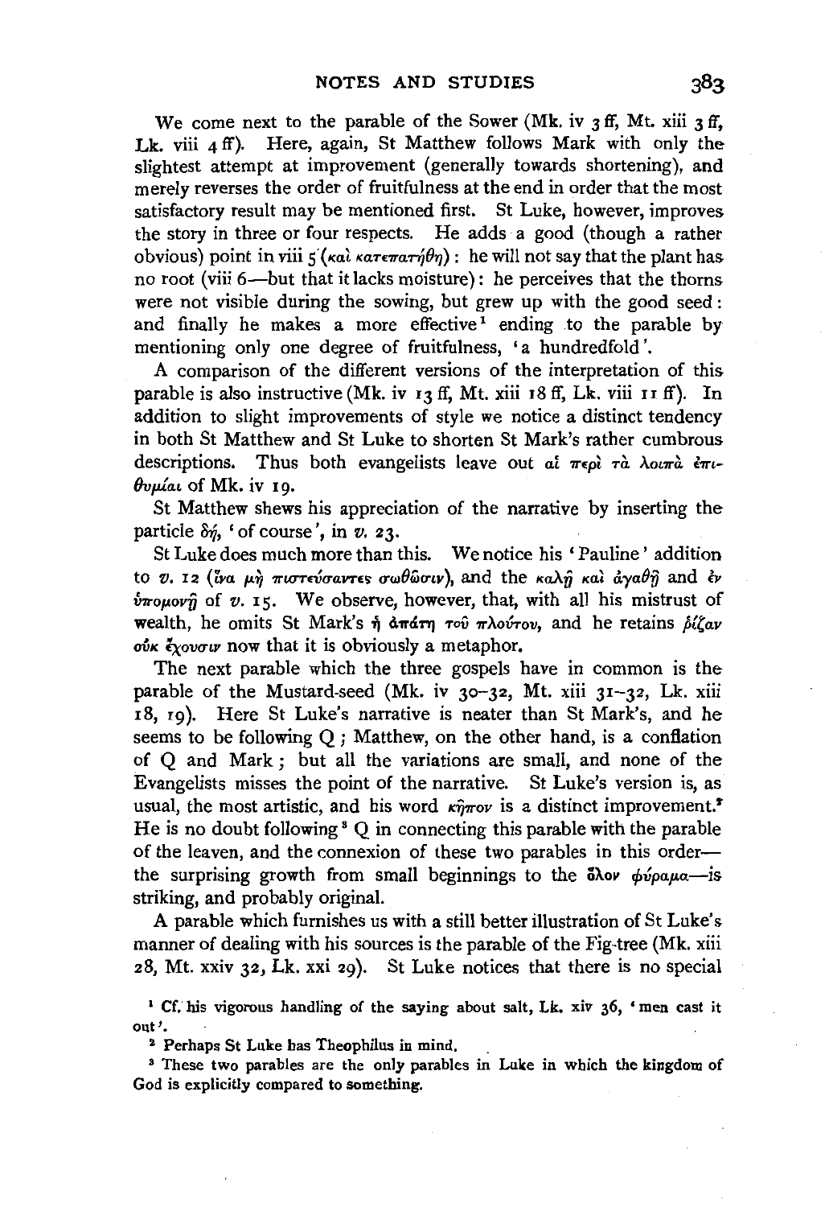We come next to the parable of the Sower (Mk. iv 3 ff, Mt. xiii 3 ff, Lk. viii 4 ff). Here, again, St Matthew follows Mark with only the slightest attempt at improvement (generally towards shortening), and merely reverses the order of fruitfulness at the end in order that the most satisfactory result may be mentioned first. St Luke, however, improves the story in three or four respects. He adds a good (though a rather obvious) point in viii 5 (καὶ κατεπατήθη): he will not say that the plant has no root (viii 6—but that it lacks moisture): he perceives that the thorns were not visible during the sowing, but grew up with the good seed: and finally he makes a more effective[1] ending to the parable by mentioning only one degree of fruitfulness, 'a hundredfold'.

A comparison of the different versions of the interpretation of this parable is also instructive (Mk. iv 13 ff, Mt. xiii 18 ff, Lk. viii 11 ff). In addition to slight improvements of style we notice a distinct tendency in both St Matthew and St Luke to shorten St Mark's rather cumbrous descriptions. Thus both evangelists leave out αἱ περὶ τὰ λοιπὰ ἐπιθυμίαι of Mk. iv 19.

St Matthew shews his appreciation of the narrative by inserting the particle δή, 'of course', in *v.* 23.

St Luke does much more than this. We notice his 'Pauline' addition to *v.* 12 (ἵνα μὴ πιστεύσαντες σωθῶσιν), and the καλῇ καὶ ἀγαθῇ and ἐν ὑπομονῇ of *v.* 15. We observe, however, that, with all his mistrust of wealth, he omits St Mark's ἡ ἀπάτη τοῦ πλούτου, and he retains ῥίζαν οὐκ ἔχουσιν now that it is obviously a metaphor.

The next parable which the three gospels have in common is the parable of the Mustard-seed (Mk. iv 30–32, Mt. xiii 31–32, Lk. xiii 18, 19). Here St Luke's narrative is neater than St Mark's, and he seems to be following Q; Matthew, on the other hand, is a conflation of Q and Mark; but all the variations are small, and none of the Evangelists misses the point of the narrative. St Luke's version is, as usual, the most artistic, and his word κῆπον is a distinct improvement.[2] He is no doubt following[3] Q in connecting this parable with the parable of the leaven, and the connexion of these two parables in this order—the surprising growth from small beginnings to the ὅλον φύραμα—is striking, and probably original.

A parable which furnishes us with a still better illustration of St Luke's manner of dealing with his sources is the parable of the Fig-tree (Mk. xiii 28, Mt. xxiv 32, Lk. xxi 29). St Luke notices that there is no special

[1] Cf. his vigorous handling of the saying about salt, Lk. xiv 36, 'men cast it out'.

[2] Perhaps St Luke has Theophilus in mind.

[3] These two parables are the only parables in Luke in which the kingdom of God is explicitly compared to something.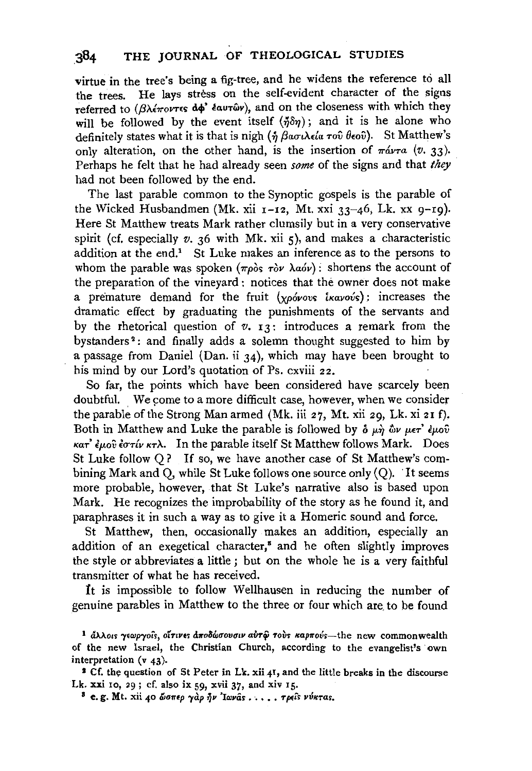virtue in the tree's being a fig-tree, and he widens the reference to all the trees. He lays stress on the self-evident character of the signs referred to (βλέποντες ἀφ' ἑαυτῶν), and on the closeness with which they will be followed by the event itself (ἤδη); and it is he alone who definitely states what it is that is nigh (ἡ βασιλεία τοῦ θεοῦ). St Matthew's only alteration, on the other hand, is the insertion of πάντα (*v.* 33). Perhaps he felt that he had already seen *some* of the signs and that *they* had not been followed by the end.

The last parable common to the Synoptic gospels is the parable of the Wicked Husbandmen (Mk. xii 1–12, Mt. xxi 33–46, Lk. xx 9–19). Here St Matthew treats Mark rather clumsily but in a very conservative spirit (cf. especially *v.* 36 with Mk. xii 5), and makes a characteristic addition at the end.[1] St Luke makes an inference as to the persons to whom the parable was spoken (πρὸς τὸν λαόν): shortens the account of the preparation of the vineyard: notices that the owner does not make a premature demand for the fruit (χρόνους ἱκανούς): increases the dramatic effect by graduating the punishments of the servants and by the rhetorical question of *v.* 13: introduces a remark from the bystanders[2]: and finally adds a solemn thought suggested to him by a passage from Daniel (Dan. ii 34), which may have been brought to his mind by our Lord's quotation of Ps. cxviii 22.

So far, the points which have been considered have scarcely been doubtful. We come to a more difficult case, however, when we consider the parable of the Strong Man armed (Mk. iii 27, Mt. xii 29, Lk. xi 21 f). Both in Matthew and Luke the parable is followed by ὁ μὴ ὢν μετ' ἐμοῦ κατ' ἐμοῦ ἐστίν κτλ. In the parable itself St Matthew follows Mark. Does St Luke follow Q? If so, we have another case of St Matthew's combining Mark and Q, while St Luke follows one source only (Q). It seems more probable, however, that St Luke's narrative also is based upon Mark. He recognizes the improbability of the story as he found it, and paraphrases it in such a way as to give it a Homeric sound and force.

St Matthew, then, occasionally makes an addition, especially an addition of an exegetical character,[3] and he often slightly improves the style or abbreviates a little; but on the whole he is a very faithful transmitter of what he has received.

It is impossible to follow Wellhausen in reducing the number of genuine parables in Matthew to the three or four which are to be found

---

[1] ἄλλοις γεωργοῖς, οἵτινες ἀποδώσουσιν αὐτῷ τοὺς καρπούς—the new commonwealth of the new Israel, the Christian Church, according to the evangelist's own interpretation (v 43).

[2] Cf. the question of St Peter in Lk. xii 41, and the little breaks in the discourse Lk. xxi 10, 29; cf. also ix 59, xvii 37, and xiv 15.

[3] e.g. Mt. xii 40 ὥσπερ γὰρ ἦν Ἰωνᾶς . . . . . τρεῖς νύκτας.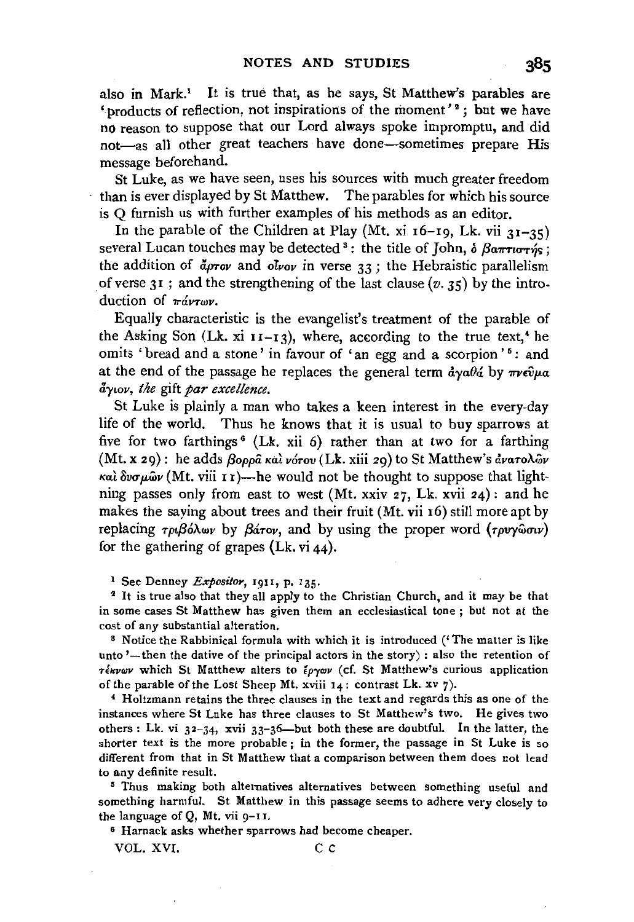also in Mark.[1] It is true that, as he says, St Matthew's parables are 'products of reflection, not inspirations of the moment'[2]; but we have no reason to suppose that our Lord always spoke impromptu, and did not—as all other great teachers have done—sometimes prepare His message beforehand.

St Luke, as we have seen, uses his sources with much greater freedom than is ever displayed by St Matthew. The parables for which his source is Q furnish us with further examples of his methods as an editor.

In the parable of the Children at Play (Mt. xi 16–19, Lk. vii 31–35) several Lucan touches may be detected[3]: the title of John, ὁ βαπτιστής; the addition of ἄρτον and οἶνον in verse 33; the Hebraistic parallelism of verse 31; and the strengthening of the last clause (*v.* 35) by the introduction of πάντων.

Equally characteristic is the evangelist's treatment of the parable of the Asking Son (Lk. xi 11–13), where, according to the true text,[4] he omits 'bread and a stone' in favour of 'an egg and a scorpion'[5]: and at the end of the passage he replaces the general term ἀγαθά by πνεῦμα ἅγιον, *the* gift *par excellence*.

St Luke is plainly a man who takes a keen interest in the every-day life of the world. Thus he knows that it is usual to buy sparrows at five for two farthings[6] (Lk. xii 6) rather than at two for a farthing (Mt. x 29): he adds βορρᾶ καὶ νότου (Lk. xiii 29) to St Matthew's ἀνατολῶν καὶ δυσμῶν (Mt. viii 11)—he would not be thought to suppose that lightning passes only from east to west (Mt. xxiv 27, Lk. xvii 24): and he makes the saying about trees and their fruit (Mt. vii 16) still more apt by replacing τριβόλων by βάτον, and by using the proper word (τρυγῶσιν) for the gathering of grapes (Lk. vi 44).

[1] See Denney *Expositor*, 1911, p. 135.

[2] It is true also that they all apply to the Christian Church, and it may be that in some cases St Matthew has given them an ecclesiastical tone; but not at the cost of any substantial alteration.

[3] Notice the Rabbinical formula with which it is introduced ('The matter is like unto'—then the dative of the principal actors in the story): also the retention of τέκνων which St Matthew alters to ἔργων (cf. St Matthew's curious application of the parable of the Lost Sheep Mt. xviii 14: contrast Lk. xv 7).

[4] Holtzmann retains the three clauses in the text and regards this as one of the instances where St Luke has three clauses to St Matthew's two. He gives two others: Lk. vi 32–34, xvii 33–36—but both these are doubtful. In the latter, the shorter text is the more probable; in the former, the passage in St Luke is so different from that in St Matthew that a comparison between them does not lead to any definite result.

[5] Thus making both alternatives alternatives between something useful and something harmful. St Matthew in this passage seems to adhere very closely to the language of Q, Mt. vii 9–11.

[6] Harnack asks whether sparrows had become cheaper.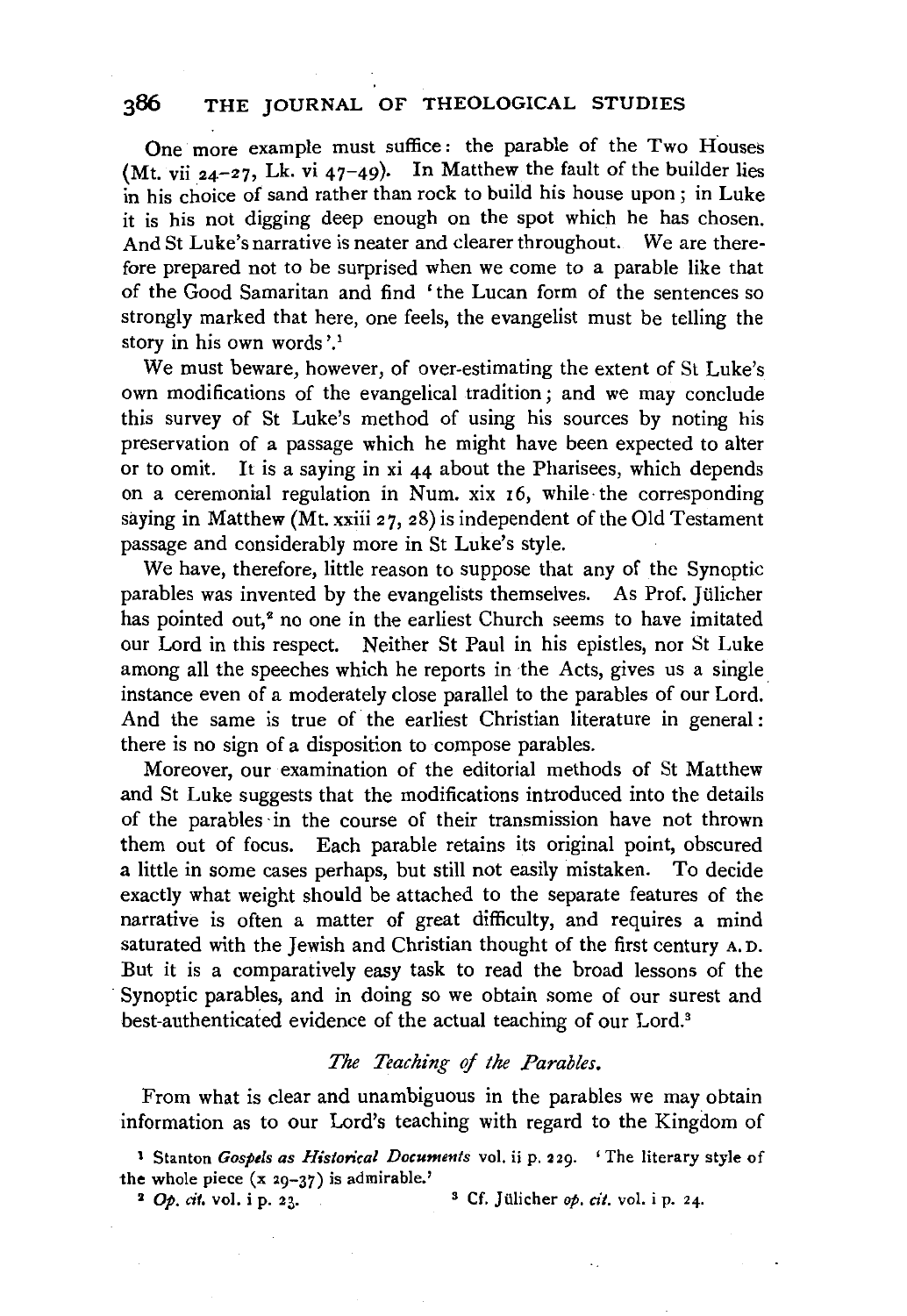One more example must suffice: the parable of the Two Houses (Mt. vii 24–27, Lk. vi 47–49). In Matthew the fault of the builder lies in his choice of sand rather than rock to build his house upon; in Luke it is his not digging deep enough on the spot which he has chosen. And St Luke's narrative is neater and clearer throughout. We are therefore prepared not to be surprised when we come to a parable like that of the Good Samaritan and find 'the Lucan form of the sentences so strongly marked that here, one feels, the evangelist must be telling the story in his own words'.[1]

We must beware, however, of over-estimating the extent of St Luke's own modifications of the evangelical tradition; and we may conclude this survey of St Luke's method of using his sources by noting his preservation of a passage which he might have been expected to alter or to omit. It is a saying in xi 44 about the Pharisees, which depends on a ceremonial regulation in Num. xix 16, while the corresponding saying in Matthew (Mt. xxiii 27, 28) is independent of the Old Testament passage and considerably more in St Luke's style.

We have, therefore, little reason to suppose that any of the Synoptic parables was invented by the evangelists themselves. As Prof. Jülicher has pointed out,[2] no one in the earliest Church seems to have imitated our Lord in this respect. Neither St Paul in his epistles, nor St Luke among all the speeches which he reports in the Acts, gives us a single instance even of a moderately close parallel to the parables of our Lord. And the same is true of the earliest Christian literature in general: there is no sign of a disposition to compose parables.

Moreover, our examination of the editorial methods of St Matthew and St Luke suggests that the modifications introduced into the details of the parables in the course of their transmission have not thrown them out of focus. Each parable retains its original point, obscured a little in some cases perhaps, but still not easily mistaken. To decide exactly what weight should be attached to the separate features of the narrative is often a matter of great difficulty, and requires a mind saturated with the Jewish and Christian thought of the first century A.D. But it is a comparatively easy task to read the broad lessons of the Synoptic parables, and in doing so we obtain some of our surest and best-authenticated evidence of the actual teaching of our Lord.[3]

### *The Teaching of the Parables.*

From what is clear and unambiguous in the parables we may obtain information as to our Lord's teaching with regard to the Kingdom of

[1] Stanton *Gospels as Historical Documents* vol. ii p. 229. 'The literary style of the whole piece (x 29–37) is admirable.'

[2] *Op. cit.* vol. i p. 23.

[3] Cf. Jülicher *op. cit.* vol. i p. 24.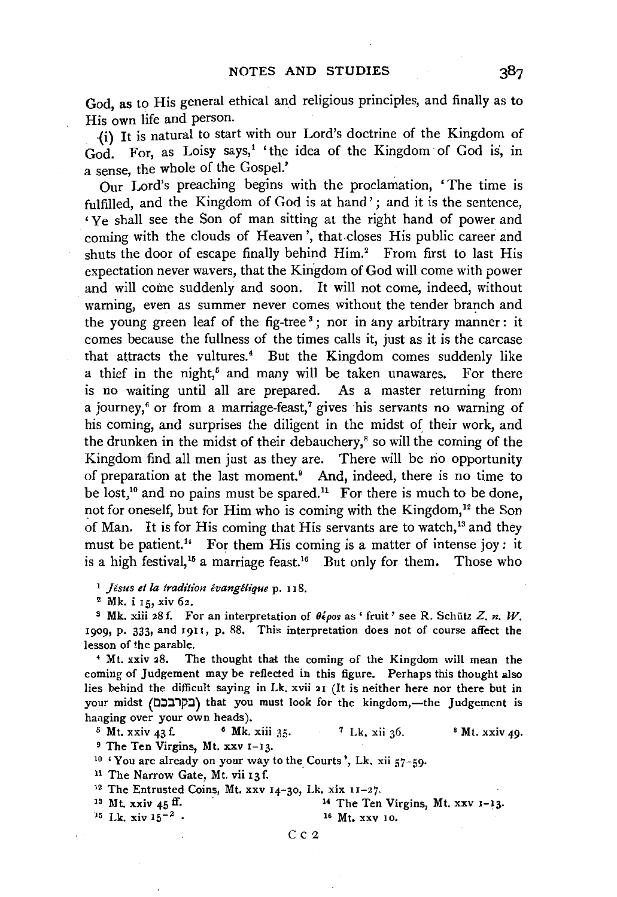God, as to His general ethical and religious principles, and finally as to His own life and person.

(i) It is natural to start with our Lord's doctrine of the Kingdom of God. For, as Loisy says,[1] 'the idea of the Kingdom of God is, in a sense, the whole of the Gospel.'

Our Lord's preaching begins with the proclamation, 'The time is fulfilled, and the Kingdom of God is at hand'; and it is the sentence, 'Ye shall see the Son of man sitting at the right hand of power and coming with the clouds of Heaven', that closes His public career and shuts the door of escape finally behind Him.[2] From first to last His expectation never wavers, that the Kingdom of God will come with power and will come suddenly and soon. It will not come, indeed, without warning, even as summer never comes without the tender branch and the young green leaf of the fig-tree[3]; nor in any arbitrary manner: it comes because the fullness of the times calls it, just as it is the carcase that attracts the vultures.[4] But the Kingdom comes suddenly like a thief in the night,[5] and many will be taken unawares. For there is no waiting until all are prepared. As a master returning from a journey,[6] or from a marriage-feast,[7] gives his servants no warning of his coming, and surprises the diligent in the midst of their work, and the drunken in the midst of their debauchery,[8] so will the coming of the Kingdom find all men just as they are. There will be no opportunity of preparation at the last moment.[9] And, indeed, there is no time to be lost,[10] and no pains must be spared.[11] For there is much to be done, not for oneself, but for Him who is coming with the Kingdom,[12] the Son of Man. It is for His coming that His servants are to watch,[13] and they must be patient.[14] For them His coming is a matter of intense joy: it is a high festival,[15] a marriage feast.[16] But only for them. Those who

[1] *Jésus et la tradition évangélique* p. 118.

[2] Mk. i 15, xiv 62.

[3] Mk. xiii 28 f. For an interpretation of θέρος as 'fruit' see R. Schütz *Z. n. W.* 1909, p. 333, and 1911, p. 88. This interpretation does not of course affect the lesson of the parable.

[4] Mt. xxiv 28. The thought that the coming of the Kingdom will mean the coming of Judgement may be reflected in this figure. Perhaps this thought also lies behind the difficult saying in Lk. xvii 21 (It is neither here nor there but in your midst (בקרבכם) that you must look for the kingdom,—the Judgement is hanging over your own heads).

[5] Mt. xxiv 43 f. [6] Mk. xiii 35. [7] Lk. xii 36. [8] Mt. xxiv 49.

[9] The Ten Virgins, Mt. xxv 1–13.

[10] 'You are already on your way to the Courts', Lk. xii 57–59.

[11] The Narrow Gate, Mt. vii 13 f.

[12] The Entrusted Coins, Mt. xxv 14–30, Lk. xix 11–27.

[13] Mt. xxiv 45 ff. [14] The Ten Virgins, Mt. xxv 1–13.

[15] Lk. xiv 15–2 . [16] Mt. xxv 10.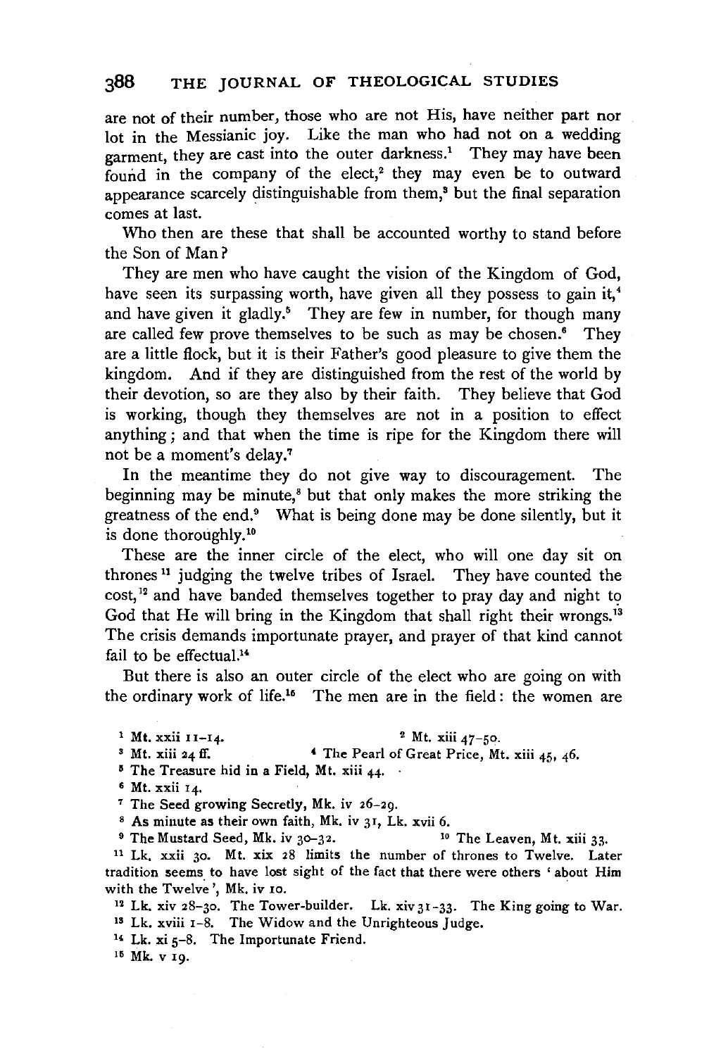are not of their number, those who are not His, have neither part nor lot in the Messianic joy. Like the man who had not on a wedding garment, they are cast into the outer darkness.[1] They may have been found in the company of the elect,[2] they may even be to outward appearance scarcely distinguishable from them,[3] but the final separation comes at last.

Who then are these that shall be accounted worthy to stand before the Son of Man?

They are men who have caught the vision of the Kingdom of God, have seen its surpassing worth, have given all they possess to gain it,[4] and have given it gladly.[5] They are few in number, for though many are called few prove themselves to be such as may be chosen.[6] They are a little flock, but it is their Father's good pleasure to give them the kingdom. And if they are distinguished from the rest of the world by their devotion, so are they also by their faith. They believe that God is working, though they themselves are not in a position to effect anything; and that when the time is ripe for the Kingdom there will not be a moment's delay.[7]

In the meantime they do not give way to discouragement. The beginning may be minute,[8] but that only makes the more striking the greatness of the end.[9] What is being done may be done silently, but it is done thoroughly.[10]

These are the inner circle of the elect, who will one day sit on thrones[11] judging the twelve tribes of Israel. They have counted the cost,[12] and have banded themselves together to pray day and night to God that He will bring in the Kingdom that shall right their wrongs.[13] The crisis demands importunate prayer, and prayer of that kind cannot fail to be effectual.[14]

But there is also an outer circle of the elect who are going on with the ordinary work of life.[15] The men are in the field: the women are

---

[1] Mt. xxii 11–14.

[2] Mt. xiii 47–50.

[3] Mt. xiii 24 ff.

[4] The Pearl of Great Price, Mt. xiii 45, 46.

[5] The Treasure hid in a Field, Mt. xiii 44.

[6] Mt. xxii 14.

[7] The Seed growing Secretly, Mk. iv 26–29.

[8] As minute as their own faith, Mk. iv 31, Lk. xvii 6.

[9] The Mustard Seed, Mk. iv 30–32.

[10] The Leaven, Mt. xiii 33.

[11] Lk. xxii 30. Mt. xix 28 limits the number of thrones to Twelve. Later tradition seems to have lost sight of the fact that there were others 'about Him with the Twelve', Mk. iv 10.

[12] Lk. xiv 28–30. The Tower-builder. Lk. xiv 31–33. The King going to War.

[13] Lk. xviii 1–8. The Widow and the Unrighteous Judge.

[14] Lk. xi 5–8. The Importunate Friend.

[15] Mk. v 19.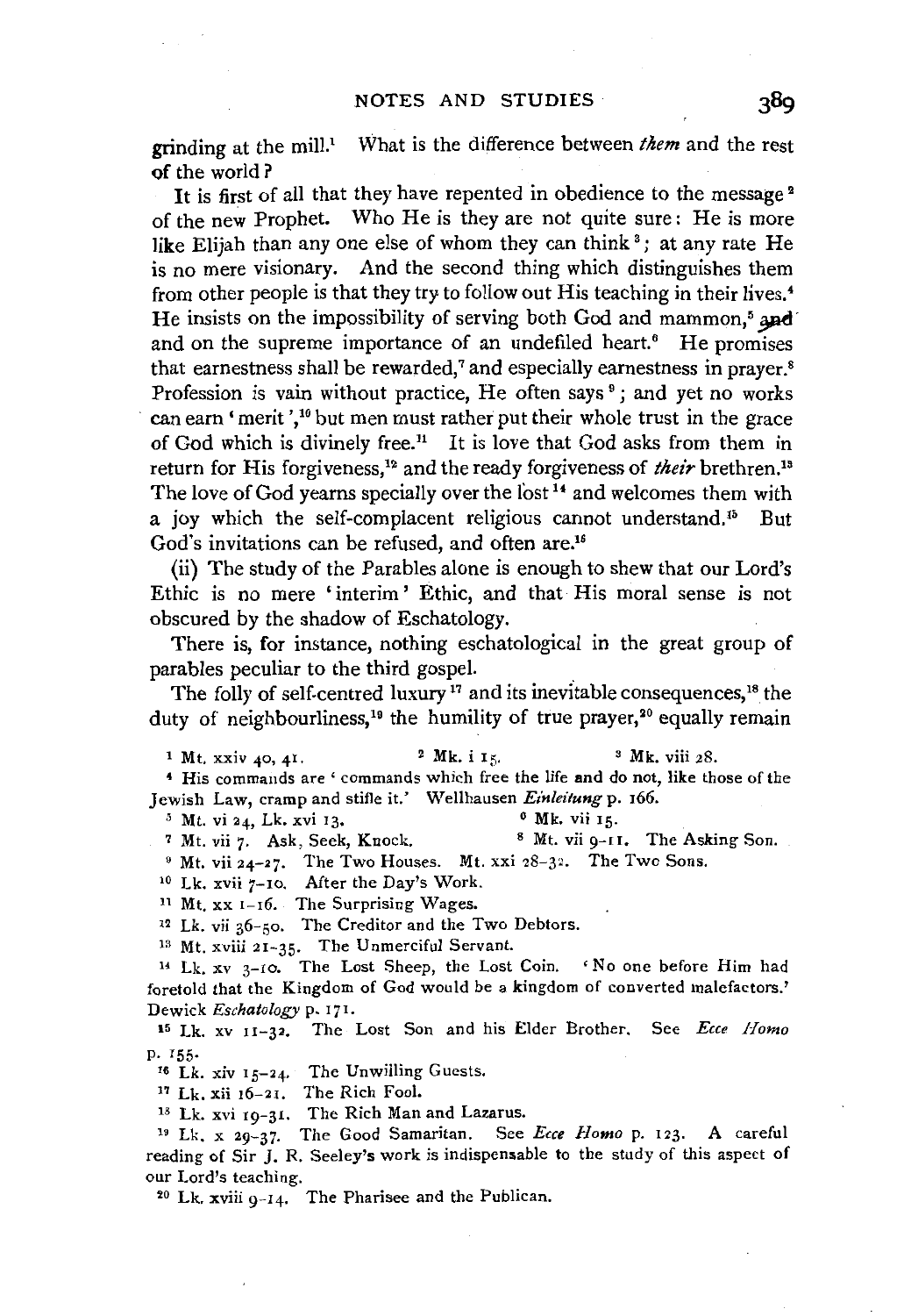grinding at the mill.[1] What is the difference between *them* and the rest of the world?

It is first of all that they have repented in obedience to the message[2] of the new Prophet. Who He is they are not quite sure: He is more like Elijah than any one else of whom they can think[3]; at any rate He is no mere visionary. And the second thing which distinguishes them from other people is that they try to follow out His teaching in their lives.[4] He insists on the impossibility of serving both God and mammon,[5] and and on the supreme importance of an undefiled heart.[6] He promises that earnestness shall be rewarded,[7] and especially earnestness in prayer.[8] Profession is vain without practice, He often says[9]; and yet no works can earn 'merit',[10] but men must rather put their whole trust in the grace of God which is divinely free.[11] It is love that God asks from them in return for His forgiveness,[12] and the ready forgiveness of *their* brethren.[13] The love of God yearns specially over the lost[14] and welcomes them with a joy which the self-complacent religious cannot understand.[15] But God's invitations can be refused, and often are.[16]

(ii) The study of the Parables alone is enough to shew that our Lord's Ethic is no mere 'interim' Ethic, and that His moral sense is not obscured by the shadow of Eschatology.

There is, for instance, nothing eschatological in the great group of parables peculiar to the third gospel.

The folly of self-centred luxury[17] and its inevitable consequences,[18] the duty of neighbourliness,[19] the humility of true prayer,[20] equally remain

---

[1] Mt. xxiv 40, 41.
[2] Mk. i 15.
[3] Mk. viii 28.
[4] His commands are 'commands which free the life and do not, like those of the Jewish Law, cramp and stifle it.' Wellhausen *Einleitung* p. 166.
[5] Mt. vi 24, Lk. xvi 13.
[6] Mk. vii 15.
[7] Mt. vii 7. Ask, Seek, Knock.
[8] Mt. vii 9-11. The Asking Son.
[9] Mt. vii 24-27. The Two Houses. Mt. xxi 28-32. The Two Sons.
[10] Lk. xvii 7-10. After the Day's Work.
[11] Mt. xx 1-16. The Surprising Wages.
[12] Lk. vii 36-50. The Creditor and the Two Debtors.
[13] Mt. xviii 21-35. The Unmerciful Servant.
[14] Lk. xv 3-10. The Lost Sheep, the Lost Coin. 'No one before Him had foretold that the Kingdom of God would be a kingdom of converted malefactors.' Dewick *Eschatology* p. 171.
[15] Lk. xv 11-32. The Lost Son and his Elder Brother. See *Ecce Homo* p. 155.
[16] Lk. xiv 15-24. The Unwilling Guests.
[17] Lk. xii 16-21. The Rich Fool.
[18] Lk. xvi 19-31. The Rich Man and Lazarus.
[19] Lk. x 29-37. The Good Samaritan. See *Ecce Homo* p. 123. A careful reading of Sir J. R. Seeley's work is indispensable to the study of this aspect of our Lord's teaching.
[20] Lk. xviii 9-14. The Pharisee and the Publican.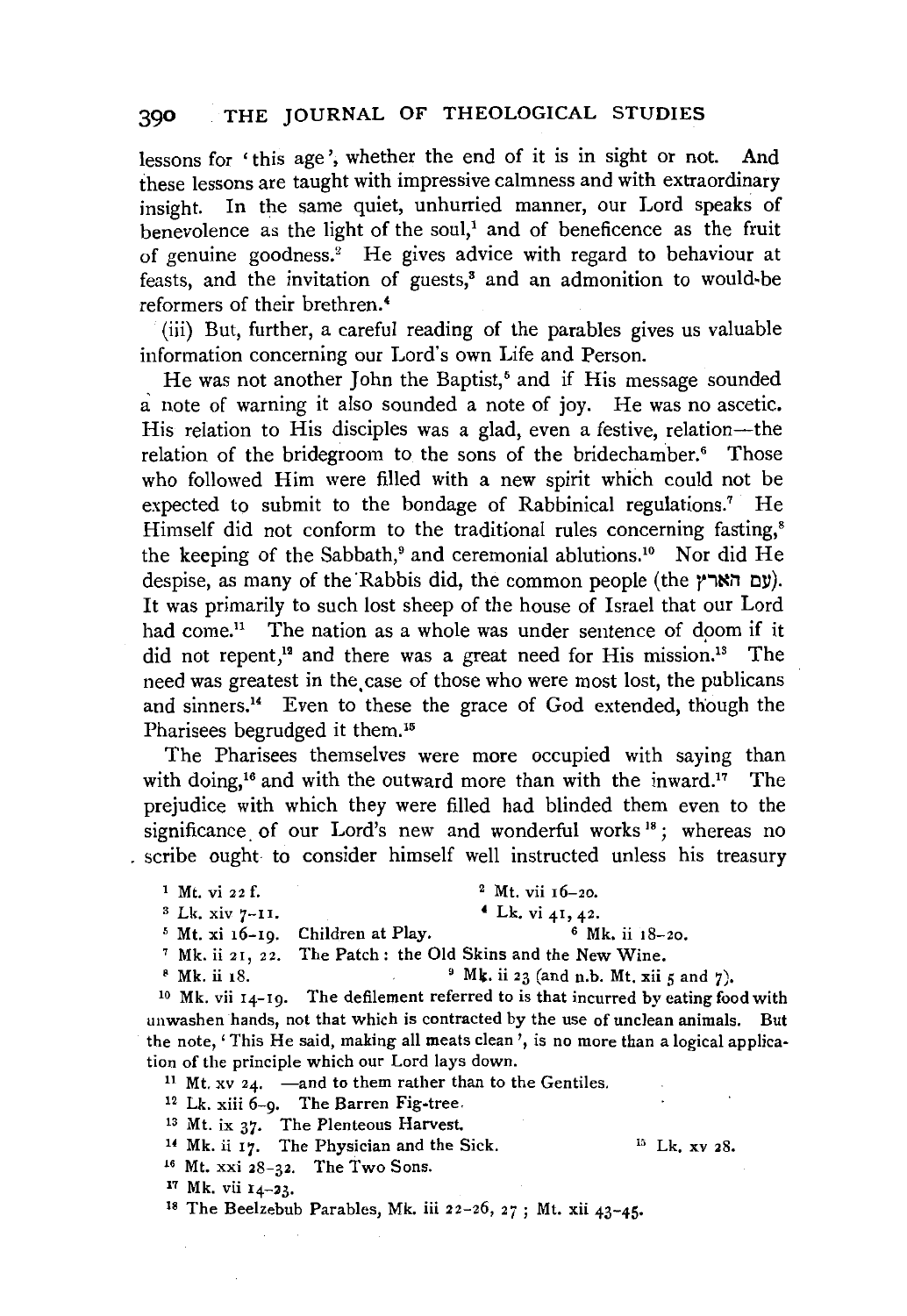lessons for 'this age', whether the end of it is in sight or not. And these lessons are taught with impressive calmness and with extraordinary insight. In the same quiet, unhurried manner, our Lord speaks of benevolence as the light of the soul,[1] and of beneficence as the fruit of genuine goodness.[2] He gives advice with regard to behaviour at feasts, and the invitation of guests,[3] and an admonition to would-be reformers of their brethren.[4]

(iii) But, further, a careful reading of the parables gives us valuable information concerning our Lord's own Life and Person.

He was not another John the Baptist,[5] and if His message sounded a note of warning it also sounded a note of joy. He was no ascetic. His relation to His disciples was a glad, even a festive, relation—the relation of the bridegroom to the sons of the bridechamber.[6] Those who followed Him were filled with a new spirit which could not be expected to submit to the bondage of Rabbinical regulations.[7] He Himself did not conform to the traditional rules concerning fasting,[8] the keeping of the Sabbath,[9] and ceremonial ablutions.[10] Nor did He despise, as many of the Rabbis did, the common people (the עם הארץ). It was primarily to such lost sheep of the house of Israel that our Lord had come.[11] The nation as a whole was under sentence of doom if it did not repent,[12] and there was a great need for His mission.[13] The need was greatest in the case of those who were most lost, the publicans and sinners.[14] Even to these the grace of God extended, though the Pharisees begrudged it them.[15]

The Pharisees themselves were more occupied with saying than with doing,[16] and with the outward more than with the inward.[17] The prejudice with which they were filled had blinded them even to the significance of our Lord's new and wonderful works[18]; whereas no scribe ought to consider himself well instructed unless his treasury

---

[1] Mt. vi 22 f.

[2] Mt. vii 16–20.

[3] Lk. xiv 7–11.

[4] Lk. vi 41, 42.

[5] Mt. xi 16–19. Children at Play.

[6] Mk. ii 18–20.

[7] Mk. ii 21, 22. The Patch: the Old Skins and the New Wine.

[8] Mk. ii 18.

[9] Mk. ii 23 (and n.b. Mt. xii 5 and 7).

[10] Mk. vii 14–19. The defilement referred to is that incurred by eating food with unwashen hands, not that which is contracted by the use of unclean animals. But the note, 'This He said, making all meats clean', is no more than a logical application of the principle which our Lord lays down.

[11] Mt. xv 24. —and to them rather than to the Gentiles.

[12] Lk. xiii 6–9. The Barren Fig-tree.

[13] Mt. ix 37. The Plenteous Harvest.

[14] Mk. ii 17. The Physician and the Sick.

[15] Lk. xv 28.

[16] Mt. xxi 28–32. The Two Sons.

[17] Mk. vii 14–23.

[18] The Beelzebub Parables, Mk. iii 22–26, 27; Mt. xii 43–45.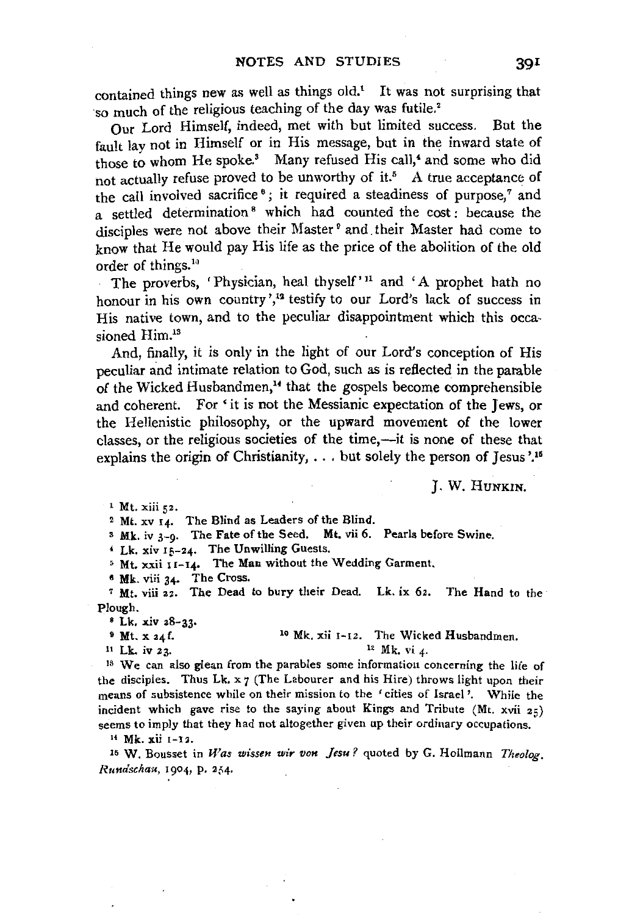contained things new as well as things old.[1] It was not surprising that so much of the religious teaching of the day was futile.[2]

Our Lord Himself, indeed, met with but limited success. But the fault lay not in Himself or in His message, but in the inward state of those to whom He spoke.[3] Many refused His call,[4] and some who did not actually refuse proved to be unworthy of it.[5] A true acceptance of the call involved sacrifice[6]; it required a steadiness of purpose,[7] and a settled determination[8] which had counted the cost: because the disciples were not above their Master[9] and their Master had come to know that He would pay His life as the price of the abolition of the old order of things.[10]

The proverbs, 'Physician, heal thyself'[11] and 'A prophet hath no honour in his own country',[12] testify to our Lord's lack of success in His native town, and to the peculiar disappointment which this occasioned Him.[13]

And, finally, it is only in the light of our Lord's conception of His peculiar and intimate relation to God, such as is reflected in the parable of the Wicked Husbandmen,[14] that the gospels become comprehensible and coherent. For 'it is not the Messianic expectation of the Jews, or the Hellenistic philosophy, or the upward movement of the lower classes, or the religious societies of the time,—it is none of these that explains the origin of Christianity, . . . but solely the person of Jesus'.[15]

J. W. HUNKIN.

[1] Mt. xiii 52.

[2] Mt. xv 14. The Blind as Leaders of the Blind.

[3] Mk. iv 3–9. The Fate of the Seed. Mt. vii 6. Pearls before Swine.

[4] Lk. xiv 15–24. The Unwilling Guests.

[5] Mt. xxii 11–14. The Man without the Wedding Garment.

[6] Mk. viii 34. The Cross.

[7] Mt. viii 22. The Dead to bury their Dead. Lk. ix 62. The Hand to the Plough.

[8] Lk. xiv 28–33.

[9] Mt. x 24 f.

[10] Mk. xii 1–12. The Wicked Husbandmen.

[11] Lk. iv 23.

[12] Mk. vi 4.

[13] We can also glean from the parables some information concerning the life of the disciples. Thus Lk. x 7 (The Labourer and his Hire) throws light upon their means of subsistence while on their mission to the 'cities of Israel'. While the incident which gave rise to the saying about Kings and Tribute (Mt. xvii 25) seems to imply that they had not altogether given up their ordinary occupations.

[14] Mk. xii 1–12.

[15] W. Bousset in *Was wissen wir von Jesu?* quoted by G. Hollmann *Theolog. Rundschau*, 1904, p. 254.